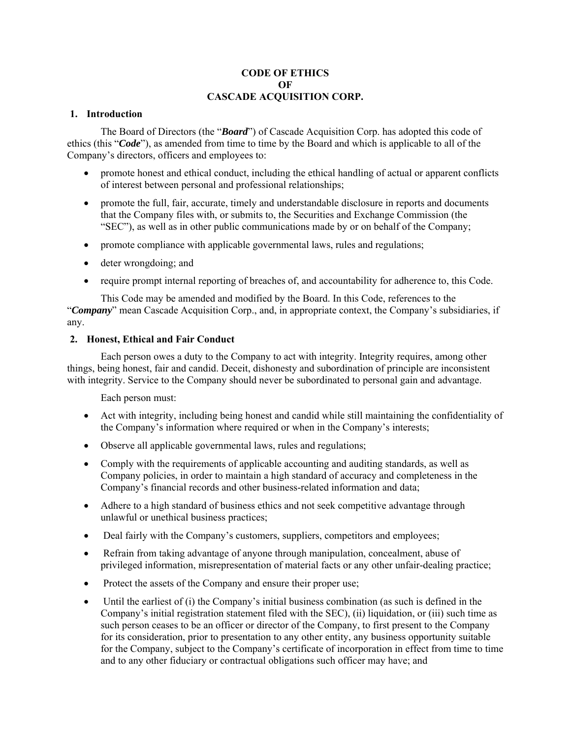# CODE OF ETHICS
# OF
# CASCADE ACQUISITION CORP.

## 1. Introduction

The Board of Directors (the "***Board***") of Cascade Acquisition Corp. has adopted this code of ethics (this "***Code***"), as amended from time to time by the Board and which is applicable to all of the Company's directors, officers and employees to:

- promote honest and ethical conduct, including the ethical handling of actual or apparent conflicts of interest between personal and professional relationships;
- promote the full, fair, accurate, timely and understandable disclosure in reports and documents that the Company files with, or submits to, the Securities and Exchange Commission (the "SEC"), as well as in other public communications made by or on behalf of the Company;
- promote compliance with applicable governmental laws, rules and regulations;
- deter wrongdoing; and
- require prompt internal reporting of breaches of, and accountability for adherence to, this Code.

This Code may be amended and modified by the Board. In this Code, references to the "***Company***" mean Cascade Acquisition Corp., and, in appropriate context, the Company's subsidiaries, if any.

## 2. Honest, Ethical and Fair Conduct

Each person owes a duty to the Company to act with integrity. Integrity requires, among other things, being honest, fair and candid. Deceit, dishonesty and subordination of principle are inconsistent with integrity. Service to the Company should never be subordinated to personal gain and advantage.

Each person must:

- Act with integrity, including being honest and candid while still maintaining the confidentiality of the Company's information where required or when in the Company's interests;
- Observe all applicable governmental laws, rules and regulations;
- Comply with the requirements of applicable accounting and auditing standards, as well as Company policies, in order to maintain a high standard of accuracy and completeness in the Company's financial records and other business-related information and data;
- Adhere to a high standard of business ethics and not seek competitive advantage through unlawful or unethical business practices;
- Deal fairly with the Company's customers, suppliers, competitors and employees;
- Refrain from taking advantage of anyone through manipulation, concealment, abuse of privileged information, misrepresentation of material facts or any other unfair-dealing practice;
- Protect the assets of the Company and ensure their proper use;
- Until the earliest of (i) the Company's initial business combination (as such is defined in the Company's initial registration statement filed with the SEC), (ii) liquidation, or (iii) such time as such person ceases to be an officer or director of the Company, to first present to the Company for its consideration, prior to presentation to any other entity, any business opportunity suitable for the Company, subject to the Company's certificate of incorporation in effect from time to time and to any other fiduciary or contractual obligations such officer may have; and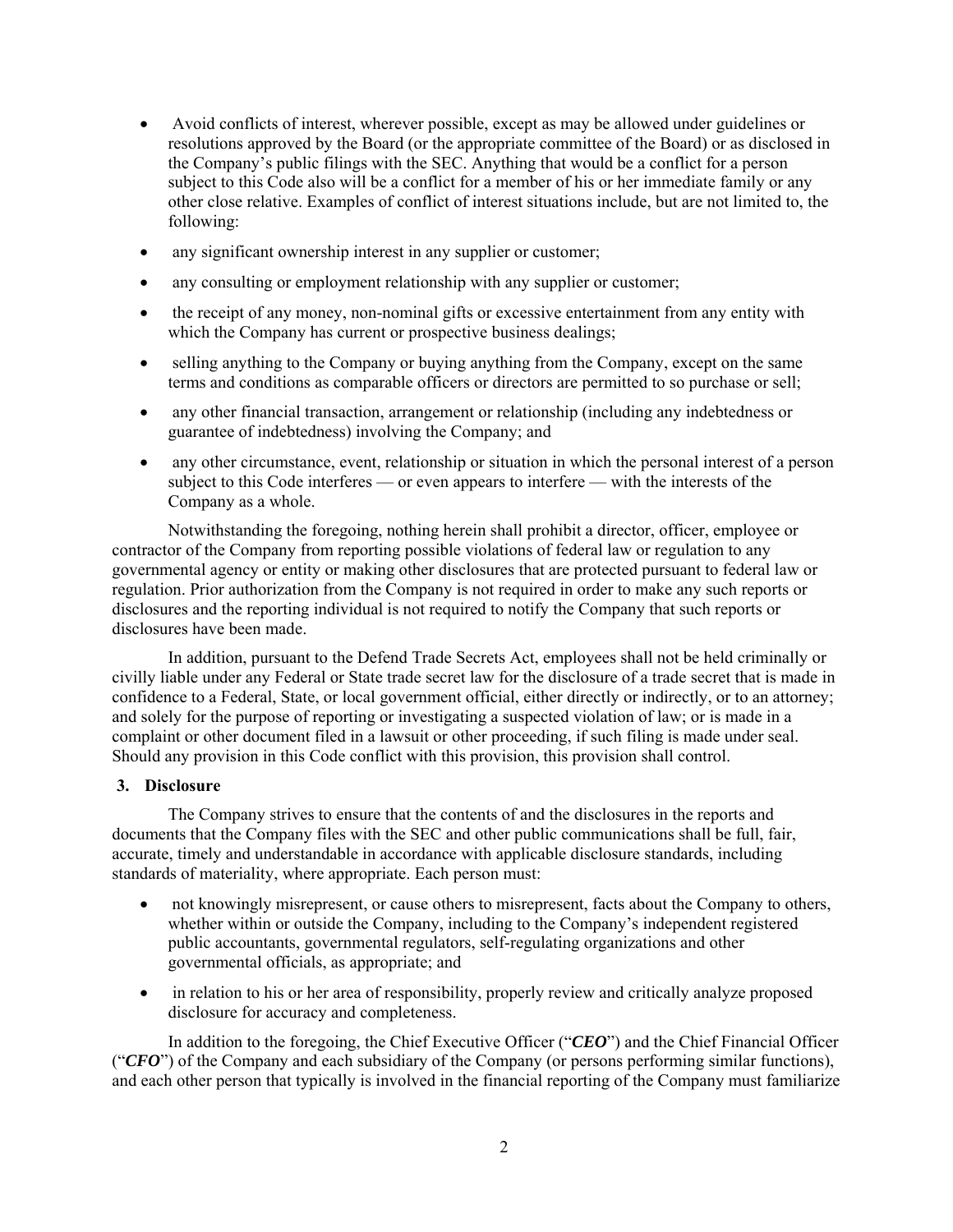- Avoid conflicts of interest, wherever possible, except as may be allowed under guidelines or resolutions approved by the Board (or the appropriate committee of the Board) or as disclosed in the Company's public filings with the SEC. Anything that would be a conflict for a person subject to this Code also will be a conflict for a member of his or her immediate family or any other close relative. Examples of conflict of interest situations include, but are not limited to, the following:
- any significant ownership interest in any supplier or customer;
- any consulting or employment relationship with any supplier or customer;
- the receipt of any money, non-nominal gifts or excessive entertainment from any entity with which the Company has current or prospective business dealings;
- selling anything to the Company or buying anything from the Company, except on the same terms and conditions as comparable officers or directors are permitted to so purchase or sell;
- any other financial transaction, arrangement or relationship (including any indebtedness or guarantee of indebtedness) involving the Company; and
- any other circumstance, event, relationship or situation in which the personal interest of a person subject to this Code interferes — or even appears to interfere — with the interests of the Company as a whole.

Notwithstanding the foregoing, nothing herein shall prohibit a director, officer, employee or contractor of the Company from reporting possible violations of federal law or regulation to any governmental agency or entity or making other disclosures that are protected pursuant to federal law or regulation. Prior authorization from the Company is not required in order to make any such reports or disclosures and the reporting individual is not required to notify the Company that such reports or disclosures have been made.

In addition, pursuant to the Defend Trade Secrets Act, employees shall not be held criminally or civilly liable under any Federal or State trade secret law for the disclosure of a trade secret that is made in confidence to a Federal, State, or local government official, either directly or indirectly, or to an attorney; and solely for the purpose of reporting or investigating a suspected violation of law; or is made in a complaint or other document filed in a lawsuit or other proceeding, if such filing is made under seal. Should any provision in this Code conflict with this provision, this provision shall control.

**3. Disclosure**

The Company strives to ensure that the contents of and the disclosures in the reports and documents that the Company files with the SEC and other public communications shall be full, fair, accurate, timely and understandable in accordance with applicable disclosure standards, including standards of materiality, where appropriate. Each person must:

- not knowingly misrepresent, or cause others to misrepresent, facts about the Company to others, whether within or outside the Company, including to the Company's independent registered public accountants, governmental regulators, self-regulating organizations and other governmental officials, as appropriate; and
- in relation to his or her area of responsibility, properly review and critically analyze proposed disclosure for accuracy and completeness.

In addition to the foregoing, the Chief Executive Officer ("***CEO***") and the Chief Financial Officer ("***CFO***") of the Company and each subsidiary of the Company (or persons performing similar functions), and each other person that typically is involved in the financial reporting of the Company must familiarize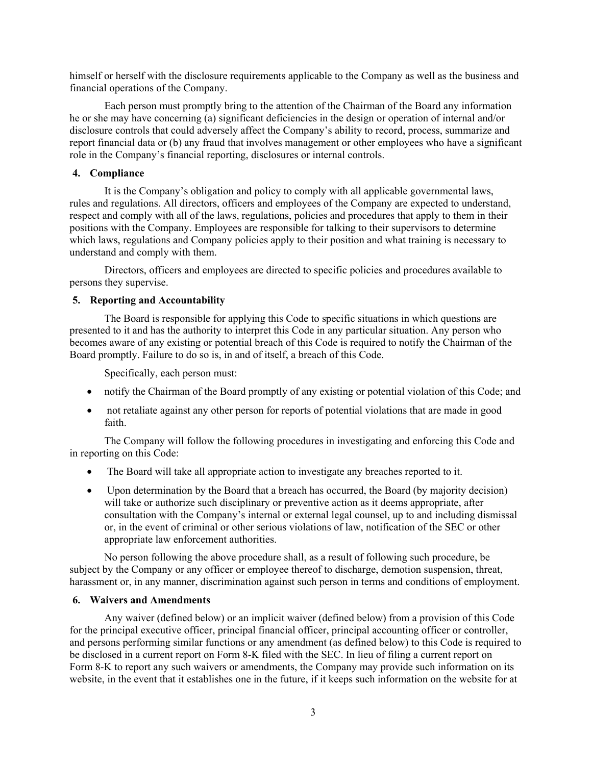himself or herself with the disclosure requirements applicable to the Company as well as the business and financial operations of the Company.

Each person must promptly bring to the attention of the Chairman of the Board any information he or she may have concerning (a) significant deficiencies in the design or operation of internal and/or disclosure controls that could adversely affect the Company's ability to record, process, summarize and report financial data or (b) any fraud that involves management or other employees who have a significant role in the Company's financial reporting, disclosures or internal controls.

## 4. Compliance

It is the Company's obligation and policy to comply with all applicable governmental laws, rules and regulations. All directors, officers and employees of the Company are expected to understand, respect and comply with all of the laws, regulations, policies and procedures that apply to them in their positions with the Company. Employees are responsible for talking to their supervisors to determine which laws, regulations and Company policies apply to their position and what training is necessary to understand and comply with them.

Directors, officers and employees are directed to specific policies and procedures available to persons they supervise.

## 5. Reporting and Accountability

The Board is responsible for applying this Code to specific situations in which questions are presented to it and has the authority to interpret this Code in any particular situation. Any person who becomes aware of any existing or potential breach of this Code is required to notify the Chairman of the Board promptly. Failure to do so is, in and of itself, a breach of this Code.

Specifically, each person must:

- notify the Chairman of the Board promptly of any existing or potential violation of this Code; and
- not retaliate against any other person for reports of potential violations that are made in good faith.

The Company will follow the following procedures in investigating and enforcing this Code and in reporting on this Code:

- The Board will take all appropriate action to investigate any breaches reported to it.
- Upon determination by the Board that a breach has occurred, the Board (by majority decision) will take or authorize such disciplinary or preventive action as it deems appropriate, after consultation with the Company's internal or external legal counsel, up to and including dismissal or, in the event of criminal or other serious violations of law, notification of the SEC or other appropriate law enforcement authorities.

No person following the above procedure shall, as a result of following such procedure, be subject by the Company or any officer or employee thereof to discharge, demotion suspension, threat, harassment or, in any manner, discrimination against such person in terms and conditions of employment.

## 6. Waivers and Amendments

Any waiver (defined below) or an implicit waiver (defined below) from a provision of this Code for the principal executive officer, principal financial officer, principal accounting officer or controller, and persons performing similar functions or any amendment (as defined below) to this Code is required to be disclosed in a current report on Form 8-K filed with the SEC. In lieu of filing a current report on Form 8-K to report any such waivers or amendments, the Company may provide such information on its website, in the event that it establishes one in the future, if it keeps such information on the website for at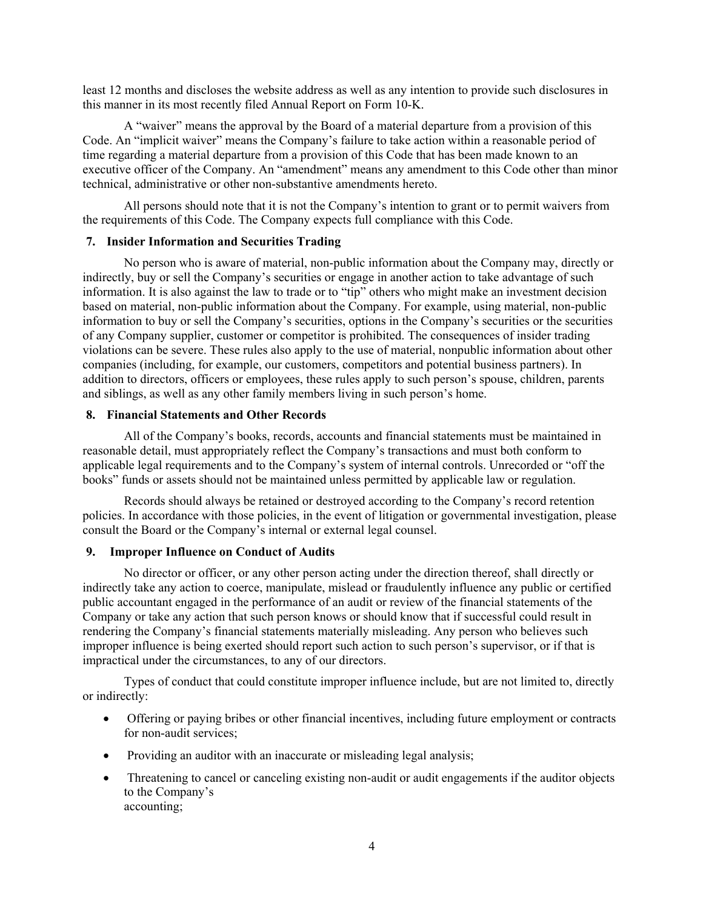least 12 months and discloses the website address as well as any intention to provide such disclosures in this manner in its most recently filed Annual Report on Form 10-K.

A "waiver" means the approval by the Board of a material departure from a provision of this Code. An "implicit waiver" means the Company's failure to take action within a reasonable period of time regarding a material departure from a provision of this Code that has been made known to an executive officer of the Company. An "amendment" means any amendment to this Code other than minor technical, administrative or other non-substantive amendments hereto.

All persons should note that it is not the Company's intention to grant or to permit waivers from the requirements of this Code. The Company expects full compliance with this Code.

**7. Insider Information and Securities Trading**

No person who is aware of material, non-public information about the Company may, directly or indirectly, buy or sell the Company's securities or engage in another action to take advantage of such information. It is also against the law to trade or to "tip" others who might make an investment decision based on material, non-public information about the Company. For example, using material, non-public information to buy or sell the Company's securities, options in the Company's securities or the securities of any Company supplier, customer or competitor is prohibited. The consequences of insider trading violations can be severe. These rules also apply to the use of material, nonpublic information about other companies (including, for example, our customers, competitors and potential business partners). In addition to directors, officers or employees, these rules apply to such person's spouse, children, parents and siblings, as well as any other family members living in such person's home.

**8. Financial Statements and Other Records**

All of the Company's books, records, accounts and financial statements must be maintained in reasonable detail, must appropriately reflect the Company's transactions and must both conform to applicable legal requirements and to the Company's system of internal controls. Unrecorded or "off the books" funds or assets should not be maintained unless permitted by applicable law or regulation.

Records should always be retained or destroyed according to the Company's record retention policies. In accordance with those policies, in the event of litigation or governmental investigation, please consult the Board or the Company's internal or external legal counsel.

**9. Improper Influence on Conduct of Audits**

No director or officer, or any other person acting under the direction thereof, shall directly or indirectly take any action to coerce, manipulate, mislead or fraudulently influence any public or certified public accountant engaged in the performance of an audit or review of the financial statements of the Company or take any action that such person knows or should know that if successful could result in rendering the Company's financial statements materially misleading. Any person who believes such improper influence is being exerted should report such action to such person's supervisor, or if that is impractical under the circumstances, to any of our directors.

Types of conduct that could constitute improper influence include, but are not limited to, directly or indirectly:

- Offering or paying bribes or other financial incentives, including future employment or contracts for non-audit services;
- Providing an auditor with an inaccurate or misleading legal analysis;
- Threatening to cancel or canceling existing non-audit or audit engagements if the auditor objects to the Company's accounting;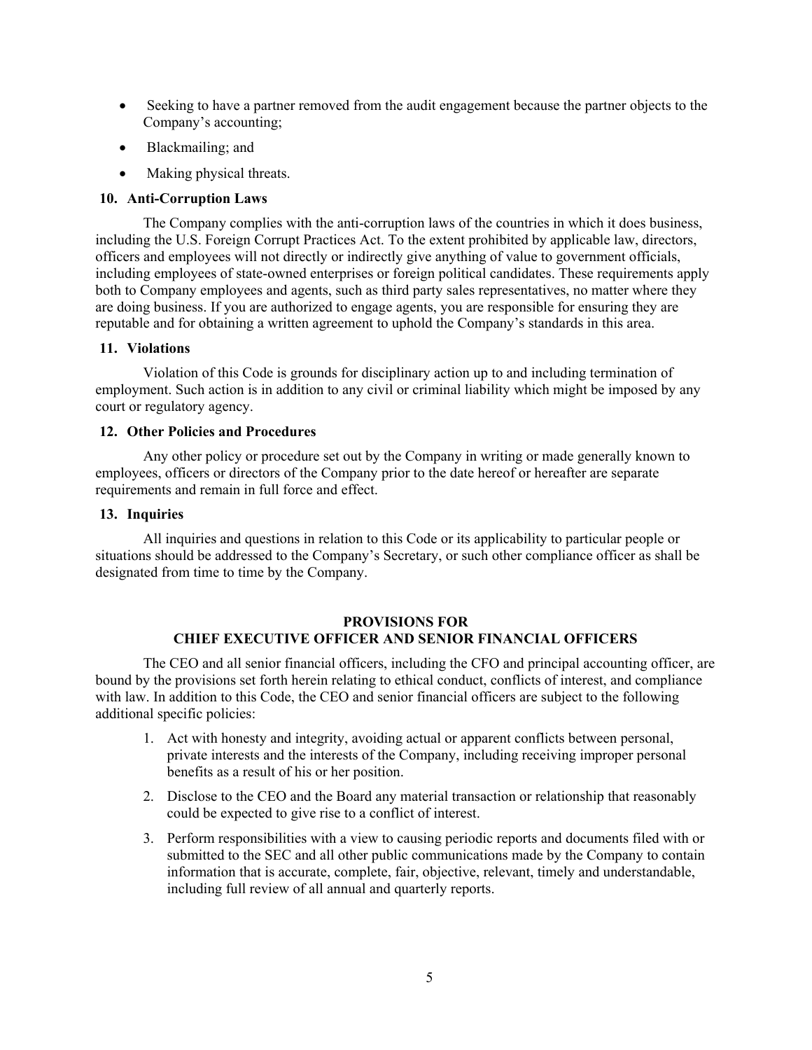- Seeking to have a partner removed from the audit engagement because the partner objects to the Company's accounting;
- Blackmailing; and
- Making physical threats.

**10. Anti-Corruption Laws**

The Company complies with the anti-corruption laws of the countries in which it does business, including the U.S. Foreign Corrupt Practices Act. To the extent prohibited by applicable law, directors, officers and employees will not directly or indirectly give anything of value to government officials, including employees of state-owned enterprises or foreign political candidates. These requirements apply both to Company employees and agents, such as third party sales representatives, no matter where they are doing business. If you are authorized to engage agents, you are responsible for ensuring they are reputable and for obtaining a written agreement to uphold the Company's standards in this area.

**11. Violations**

Violation of this Code is grounds for disciplinary action up to and including termination of employment. Such action is in addition to any civil or criminal liability which might be imposed by any court or regulatory agency.

**12. Other Policies and Procedures**

Any other policy or procedure set out by the Company in writing or made generally known to employees, officers or directors of the Company prior to the date hereof or hereafter are separate requirements and remain in full force and effect.

**13. Inquiries**

All inquiries and questions in relation to this Code or its applicability to particular people or situations should be addressed to the Company's Secretary, or such other compliance officer as shall be designated from time to time by the Company.

## PROVISIONS FOR CHIEF EXECUTIVE OFFICER AND SENIOR FINANCIAL OFFICERS

The CEO and all senior financial officers, including the CFO and principal accounting officer, are bound by the provisions set forth herein relating to ethical conduct, conflicts of interest, and compliance with law. In addition to this Code, the CEO and senior financial officers are subject to the following additional specific policies:

1. Act with honesty and integrity, avoiding actual or apparent conflicts between personal, private interests and the interests of the Company, including receiving improper personal benefits as a result of his or her position.
2. Disclose to the CEO and the Board any material transaction or relationship that reasonably could be expected to give rise to a conflict of interest.
3. Perform responsibilities with a view to causing periodic reports and documents filed with or submitted to the SEC and all other public communications made by the Company to contain information that is accurate, complete, fair, objective, relevant, timely and understandable, including full review of all annual and quarterly reports.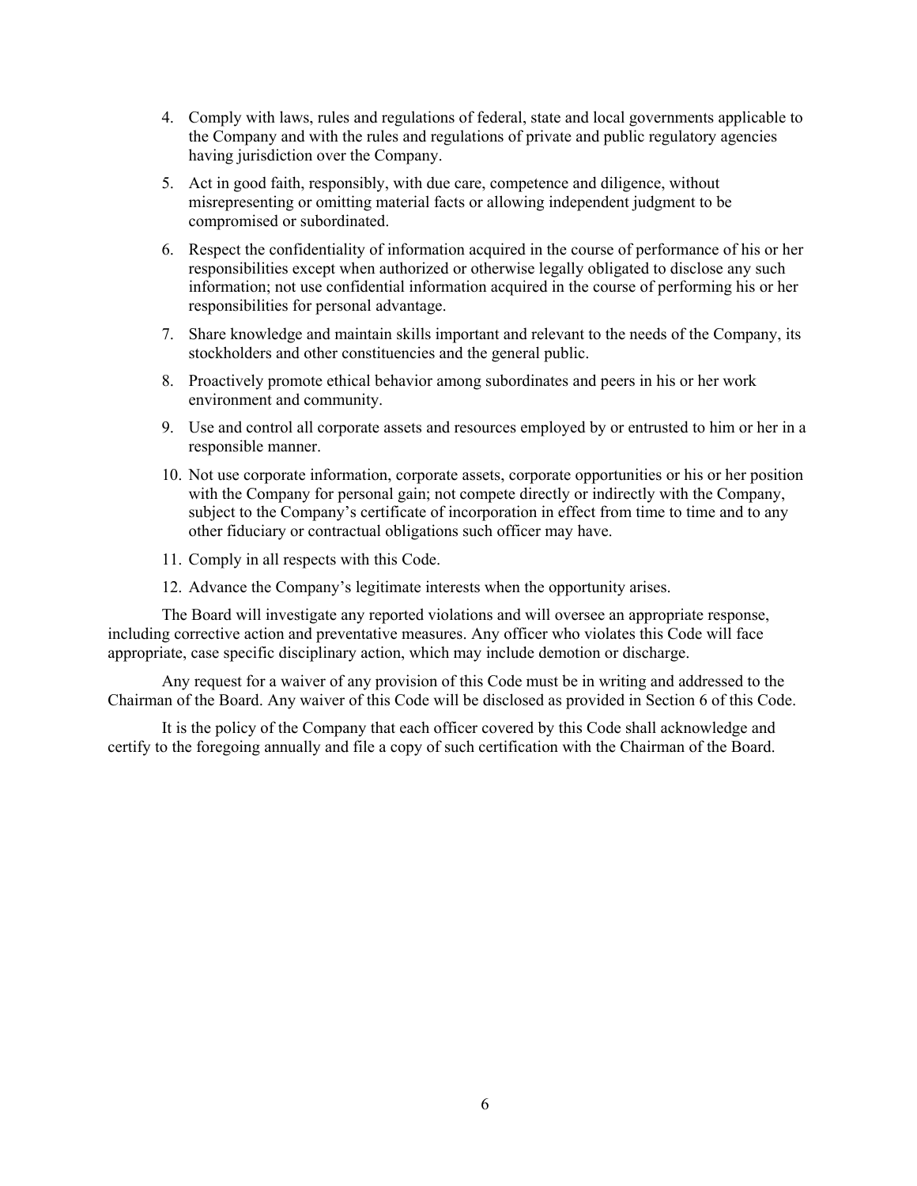4. Comply with laws, rules and regulations of federal, state and local governments applicable to the Company and with the rules and regulations of private and public regulatory agencies having jurisdiction over the Company.
5. Act in good faith, responsibly, with due care, competence and diligence, without misrepresenting or omitting material facts or allowing independent judgment to be compromised or subordinated.
6. Respect the confidentiality of information acquired in the course of performance of his or her responsibilities except when authorized or otherwise legally obligated to disclose any such information; not use confidential information acquired in the course of performing his or her responsibilities for personal advantage.
7. Share knowledge and maintain skills important and relevant to the needs of the Company, its stockholders and other constituencies and the general public.
8. Proactively promote ethical behavior among subordinates and peers in his or her work environment and community.
9. Use and control all corporate assets and resources employed by or entrusted to him or her in a responsible manner.
10. Not use corporate information, corporate assets, corporate opportunities or his or her position with the Company for personal gain; not compete directly or indirectly with the Company, subject to the Company's certificate of incorporation in effect from time to time and to any other fiduciary or contractual obligations such officer may have.
11. Comply in all respects with this Code.
12. Advance the Company's legitimate interests when the opportunity arises.

The Board will investigate any reported violations and will oversee an appropriate response, including corrective action and preventative measures. Any officer who violates this Code will face appropriate, case specific disciplinary action, which may include demotion or discharge.

Any request for a waiver of any provision of this Code must be in writing and addressed to the Chairman of the Board. Any waiver of this Code will be disclosed as provided in Section 6 of this Code.

It is the policy of the Company that each officer covered by this Code shall acknowledge and certify to the foregoing annually and file a copy of such certification with the Chairman of the Board.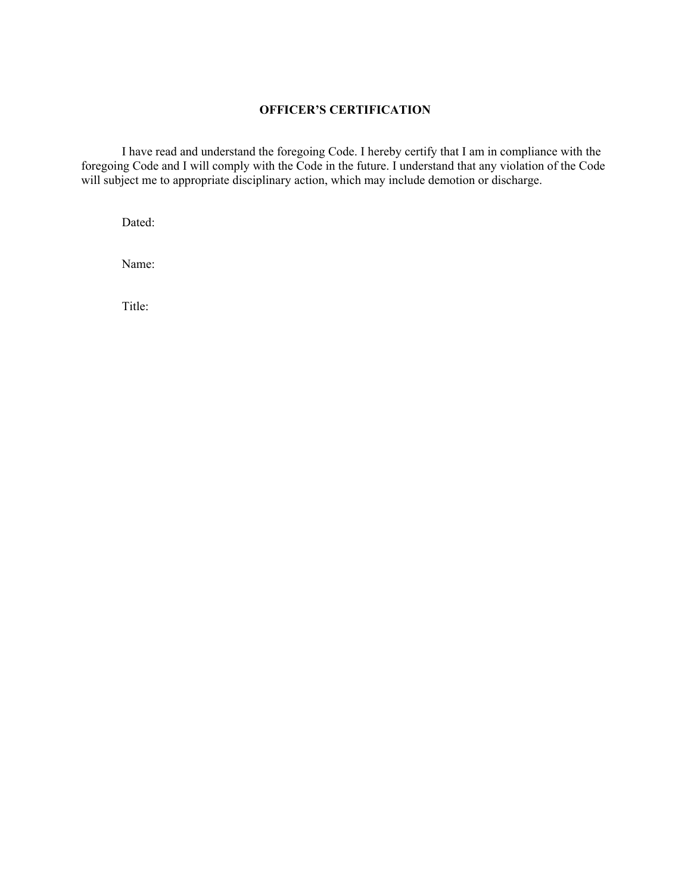## OFFICER'S CERTIFICATION

I have read and understand the foregoing Code. I hereby certify that I am in compliance with the foregoing Code and I will comply with the Code in the future. I understand that any violation of the Code will subject me to appropriate disciplinary action, which may include demotion or discharge.

Dated:

Name:

Title: